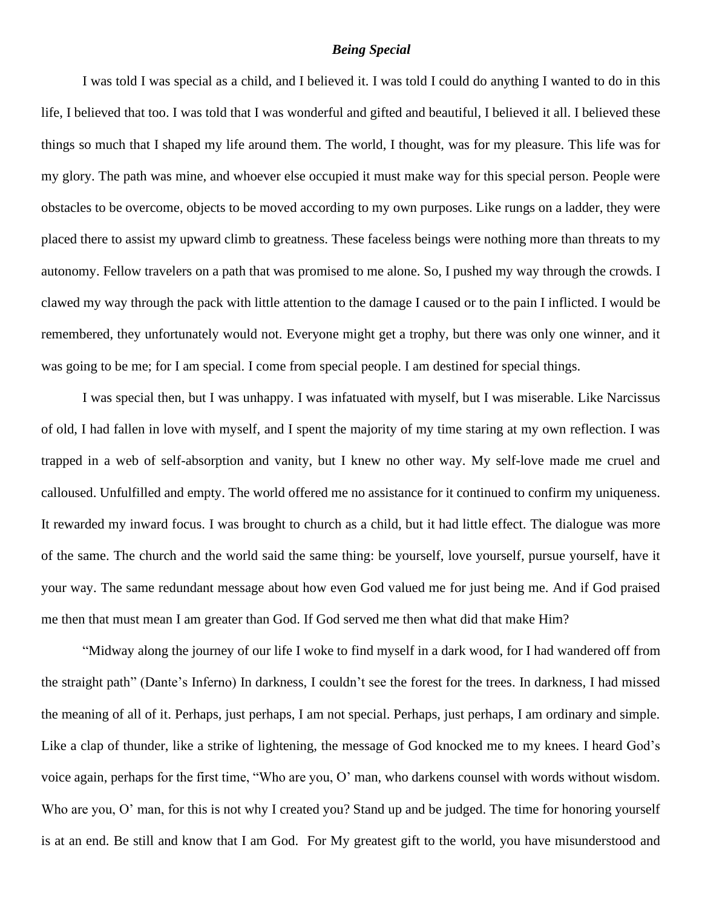***Being Special***

I was told I was special as a child, and I believed it. I was told I could do anything I wanted to do in this life, I believed that too. I was told that I was wonderful and gifted and beautiful, I believed it all. I believed these things so much that I shaped my life around them. The world, I thought, was for my pleasure. This life was for my glory. The path was mine, and whoever else occupied it must make way for this special person. People were obstacles to be overcome, objects to be moved according to my own purposes. Like rungs on a ladder, they were placed there to assist my upward climb to greatness. These faceless beings were nothing more than threats to my autonomy. Fellow travelers on a path that was promised to me alone. So, I pushed my way through the crowds. I clawed my way through the pack with little attention to the damage I caused or to the pain I inflicted. I would be remembered, they unfortunately would not. Everyone might get a trophy, but there was only one winner, and it was going to be me; for I am special. I come from special people. I am destined for special things.

I was special then, but I was unhappy. I was infatuated with myself, but I was miserable. Like Narcissus of old, I had fallen in love with myself, and I spent the majority of my time staring at my own reflection. I was trapped in a web of self-absorption and vanity, but I knew no other way. My self-love made me cruel and calloused. Unfulfilled and empty. The world offered me no assistance for it continued to confirm my uniqueness. It rewarded my inward focus. I was brought to church as a child, but it had little effect. The dialogue was more of the same. The church and the world said the same thing: be yourself, love yourself, pursue yourself, have it your way. The same redundant message about how even God valued me for just being me. And if God praised me then that must mean I am greater than God. If God served me then what did that make Him?

"Midway along the journey of our life I woke to find myself in a dark wood, for I had wandered off from the straight path" (Dante's Inferno) In darkness, I couldn't see the forest for the trees. In darkness, I had missed the meaning of all of it. Perhaps, just perhaps, I am not special. Perhaps, just perhaps, I am ordinary and simple. Like a clap of thunder, like a strike of lightening, the message of God knocked me to my knees. I heard God's voice again, perhaps for the first time, "Who are you, O' man, who darkens counsel with words without wisdom. Who are you, O' man, for this is not why I created you? Stand up and be judged. The time for honoring yourself is at an end. Be still and know that I am God. For My greatest gift to the world, you have misunderstood and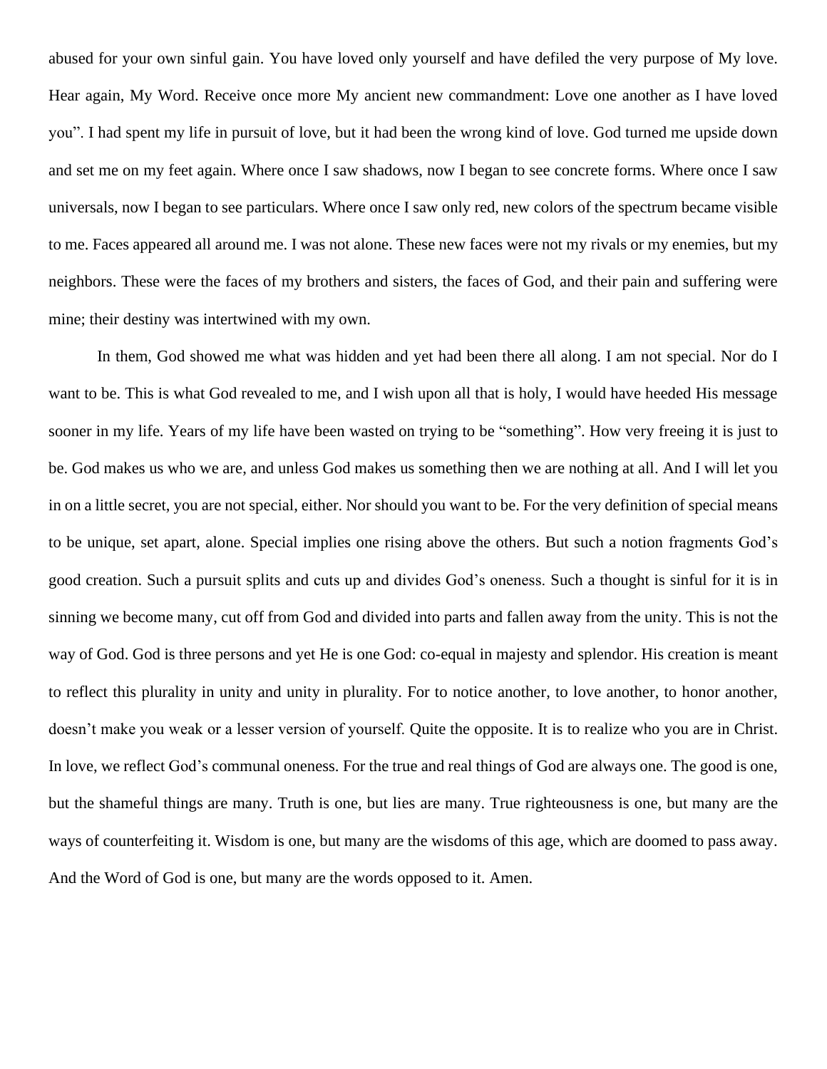abused for your own sinful gain. You have loved only yourself and have defiled the very purpose of My love. Hear again, My Word. Receive once more My ancient new commandment: Love one another as I have loved you". I had spent my life in pursuit of love, but it had been the wrong kind of love. God turned me upside down and set me on my feet again. Where once I saw shadows, now I began to see concrete forms. Where once I saw universals, now I began to see particulars. Where once I saw only red, new colors of the spectrum became visible to me. Faces appeared all around me. I was not alone. These new faces were not my rivals or my enemies, but my neighbors. These were the faces of my brothers and sisters, the faces of God, and their pain and suffering were mine; their destiny was intertwined with my own.

In them, God showed me what was hidden and yet had been there all along. I am not special. Nor do I want to be. This is what God revealed to me, and I wish upon all that is holy, I would have heeded His message sooner in my life. Years of my life have been wasted on trying to be "something". How very freeing it is just to be. God makes us who we are, and unless God makes us something then we are nothing at all. And I will let you in on a little secret, you are not special, either. Nor should you want to be. For the very definition of special means to be unique, set apart, alone. Special implies one rising above the others. But such a notion fragments God's good creation. Such a pursuit splits and cuts up and divides God's oneness. Such a thought is sinful for it is in sinning we become many, cut off from God and divided into parts and fallen away from the unity. This is not the way of God. God is three persons and yet He is one God: co-equal in majesty and splendor. His creation is meant to reflect this plurality in unity and unity in plurality. For to notice another, to love another, to honor another, doesn't make you weak or a lesser version of yourself. Quite the opposite. It is to realize who you are in Christ. In love, we reflect God's communal oneness. For the true and real things of God are always one. The good is one, but the shameful things are many. Truth is one, but lies are many. True righteousness is one, but many are the ways of counterfeiting it. Wisdom is one, but many are the wisdoms of this age, which are doomed to pass away. And the Word of God is one, but many are the words opposed to it. Amen.